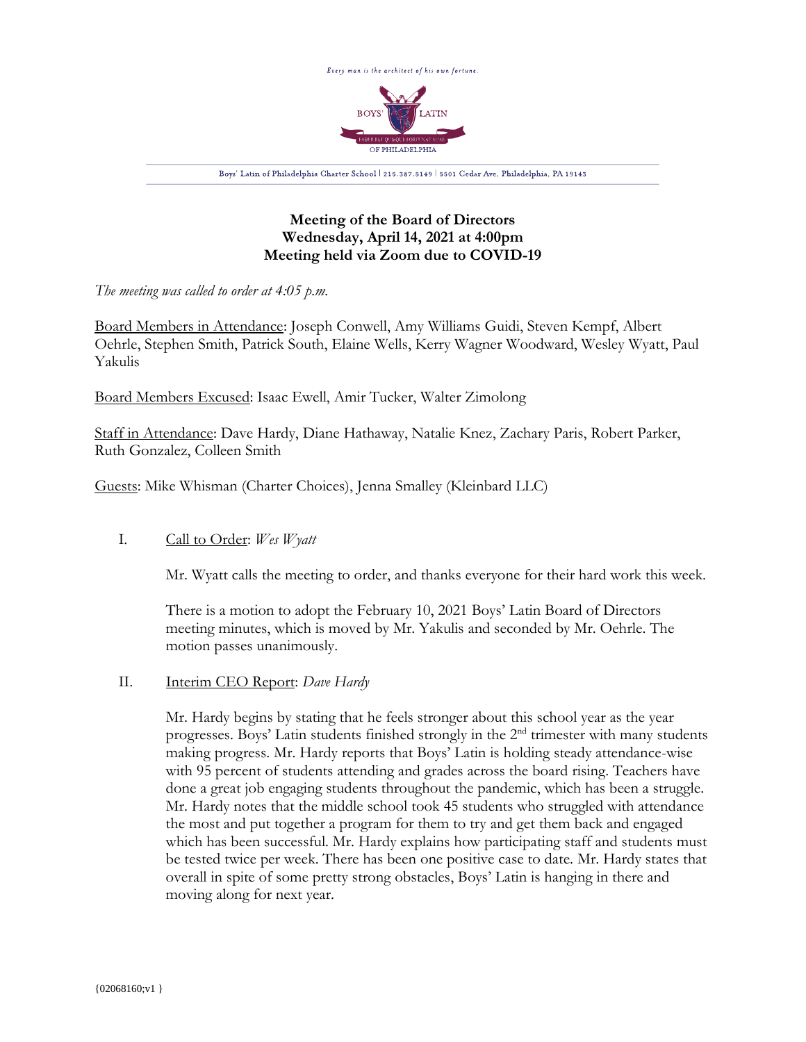Every man is the architect of his own fortune.

BOYS' LATIN OF PHILADELPHIA

Boys' Latin of Philadelphia Charter School | 215.387.5149 | 5501 Cedar Ave, Philadelphia, PA 19143

# Meeting of the Board of Directors
## Wednesday, April 14, 2021 at 4:00pm
## Meeting held via Zoom due to COVID-19

*The meeting was called to order at 4:05 p.m.*

Board Members in Attendance: Joseph Conwell, Amy Williams Guidi, Steven Kempf, Albert Oehrle, Stephen Smith, Patrick South, Elaine Wells, Kerry Wagner Woodward, Wesley Wyatt, Paul Yakulis

Board Members Excused: Isaac Ewell, Amir Tucker, Walter Zimolong

Staff in Attendance: Dave Hardy, Diane Hathaway, Natalie Knez, Zachary Paris, Robert Parker, Ruth Gonzalez, Colleen Smith

Guests: Mike Whisman (Charter Choices), Jenna Smalley (Kleinbard LLC)

I. Call to Order: *Wes Wyatt*

Mr. Wyatt calls the meeting to order, and thanks everyone for their hard work this week.

There is a motion to adopt the February 10, 2021 Boys' Latin Board of Directors meeting minutes, which is moved by Mr. Yakulis and seconded by Mr. Oehrle. The motion passes unanimously.

II. Interim CEO Report: *Dave Hardy*

Mr. Hardy begins by stating that he feels stronger about this school year as the year progresses. Boys' Latin students finished strongly in the 2nd trimester with many students making progress. Mr. Hardy reports that Boys' Latin is holding steady attendance-wise with 95 percent of students attending and grades across the board rising. Teachers have done a great job engaging students throughout the pandemic, which has been a struggle. Mr. Hardy notes that the middle school took 45 students who struggled with attendance the most and put together a program for them to try and get them back and engaged which has been successful. Mr. Hardy explains how participating staff and students must be tested twice per week. There has been one positive case to date. Mr. Hardy states that overall in spite of some pretty strong obstacles, Boys' Latin is hanging in there and moving along for next year.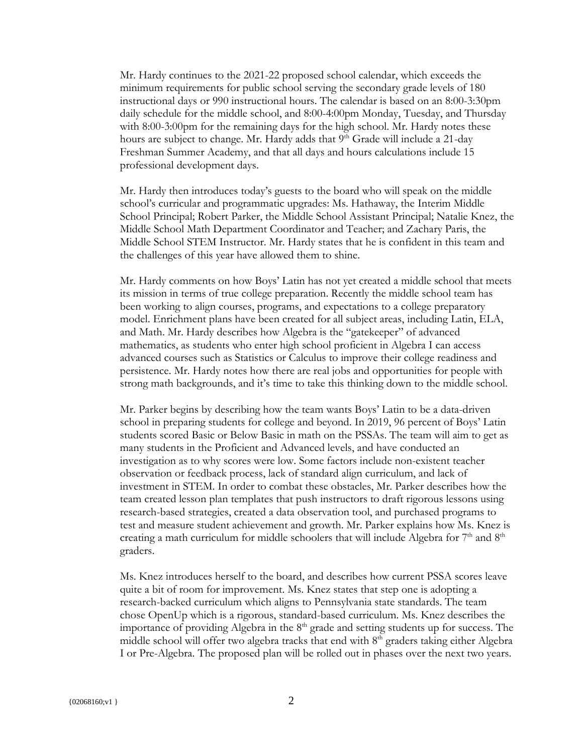Mr. Hardy continues to the 2021-22 proposed school calendar, which exceeds the minimum requirements for public school serving the secondary grade levels of 180 instructional days or 990 instructional hours. The calendar is based on an 8:00-3:30pm daily schedule for the middle school, and 8:00-4:00pm Monday, Tuesday, and Thursday with 8:00-3:00pm for the remaining days for the high school. Mr. Hardy notes these hours are subject to change. Mr. Hardy adds that 9th Grade will include a 21-day Freshman Summer Academy, and that all days and hours calculations include 15 professional development days.

Mr. Hardy then introduces today's guests to the board who will speak on the middle school's curricular and programmatic upgrades: Ms. Hathaway, the Interim Middle School Principal; Robert Parker, the Middle School Assistant Principal; Natalie Knez, the Middle School Math Department Coordinator and Teacher; and Zachary Paris, the Middle School STEM Instructor. Mr. Hardy states that he is confident in this team and the challenges of this year have allowed them to shine.

Mr. Hardy comments on how Boys' Latin has not yet created a middle school that meets its mission in terms of true college preparation. Recently the middle school team has been working to align courses, programs, and expectations to a college preparatory model. Enrichment plans have been created for all subject areas, including Latin, ELA, and Math. Mr. Hardy describes how Algebra is the "gatekeeper" of advanced mathematics, as students who enter high school proficient in Algebra I can access advanced courses such as Statistics or Calculus to improve their college readiness and persistence. Mr. Hardy notes how there are real jobs and opportunities for people with strong math backgrounds, and it's time to take this thinking down to the middle school.

Mr. Parker begins by describing how the team wants Boys' Latin to be a data-driven school in preparing students for college and beyond. In 2019, 96 percent of Boys' Latin students scored Basic or Below Basic in math on the PSSAs. The team will aim to get as many students in the Proficient and Advanced levels, and have conducted an investigation as to why scores were low. Some factors include non-existent teacher observation or feedback process, lack of standard align curriculum, and lack of investment in STEM. In order to combat these obstacles, Mr. Parker describes how the team created lesson plan templates that push instructors to draft rigorous lessons using research-based strategies, created a data observation tool, and purchased programs to test and measure student achievement and growth. Mr. Parker explains how Ms. Knez is creating a math curriculum for middle schoolers that will include Algebra for 7th and 8th graders.

Ms. Knez introduces herself to the board, and describes how current PSSA scores leave quite a bit of room for improvement. Ms. Knez states that step one is adopting a research-backed curriculum which aligns to Pennsylvania state standards. The team chose OpenUp which is a rigorous, standard-based curriculum. Ms. Knez describes the importance of providing Algebra in the 8th grade and setting students up for success. The middle school will offer two algebra tracks that end with 8th graders taking either Algebra I or Pre-Algebra. The proposed plan will be rolled out in phases over the next two years.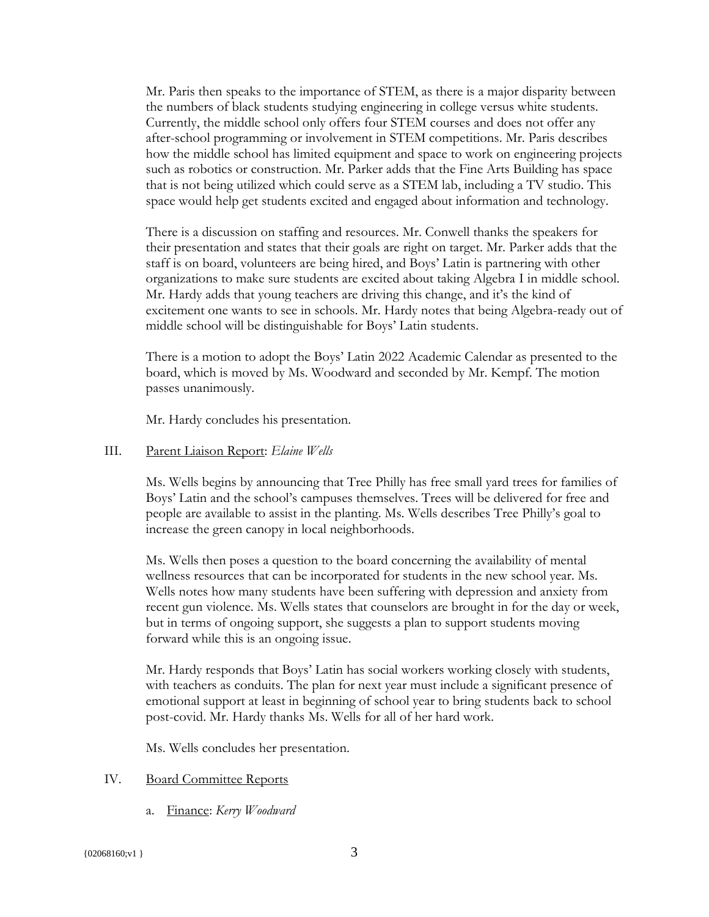Mr. Paris then speaks to the importance of STEM, as there is a major disparity between the numbers of black students studying engineering in college versus white students. Currently, the middle school only offers four STEM courses and does not offer any after-school programming or involvement in STEM competitions. Mr. Paris describes how the middle school has limited equipment and space to work on engineering projects such as robotics or construction. Mr. Parker adds that the Fine Arts Building has space that is not being utilized which could serve as a STEM lab, including a TV studio. This space would help get students excited and engaged about information and technology.

There is a discussion on staffing and resources. Mr. Conwell thanks the speakers for their presentation and states that their goals are right on target. Mr. Parker adds that the staff is on board, volunteers are being hired, and Boys' Latin is partnering with other organizations to make sure students are excited about taking Algebra I in middle school. Mr. Hardy adds that young teachers are driving this change, and it's the kind of excitement one wants to see in schools. Mr. Hardy notes that being Algebra-ready out of middle school will be distinguishable for Boys' Latin students.

There is a motion to adopt the Boys' Latin 2022 Academic Calendar as presented to the board, which is moved by Ms. Woodward and seconded by Mr. Kempf. The motion passes unanimously.

Mr. Hardy concludes his presentation.

III. <u>Parent Liaison Report</u>: *Elaine Wells*

Ms. Wells begins by announcing that Tree Philly has free small yard trees for families of Boys' Latin and the school's campuses themselves. Trees will be delivered for free and people are available to assist in the planting. Ms. Wells describes Tree Philly's goal to increase the green canopy in local neighborhoods.

Ms. Wells then poses a question to the board concerning the availability of mental wellness resources that can be incorporated for students in the new school year. Ms. Wells notes how many students have been suffering with depression and anxiety from recent gun violence. Ms. Wells states that counselors are brought in for the day or week, but in terms of ongoing support, she suggests a plan to support students moving forward while this is an ongoing issue.

Mr. Hardy responds that Boys' Latin has social workers working closely with students, with teachers as conduits. The plan for next year must include a significant presence of emotional support at least in beginning of school year to bring students back to school post-covid. Mr. Hardy thanks Ms. Wells for all of her hard work.

Ms. Wells concludes her presentation.

IV. <u>Board Committee Reports</u>

a. <u>Finance</u>: *Kerry Woodward*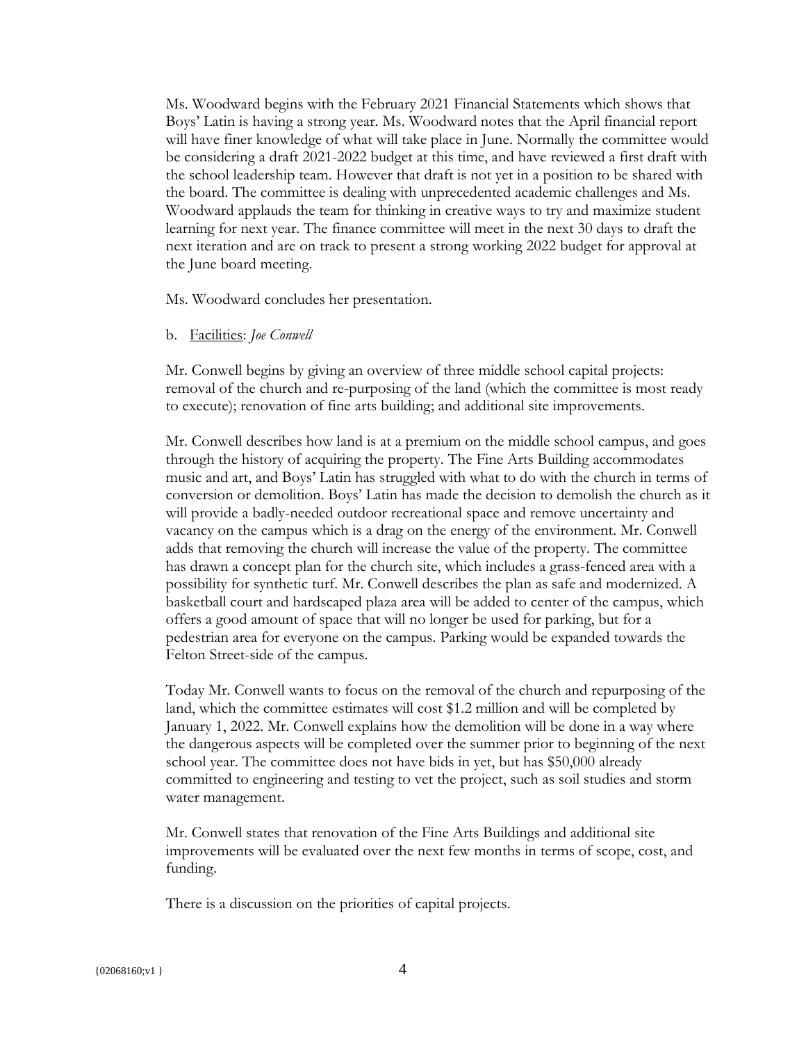Ms. Woodward begins with the February 2021 Financial Statements which shows that Boys' Latin is having a strong year. Ms. Woodward notes that the April financial report will have finer knowledge of what will take place in June. Normally the committee would be considering a draft 2021-2022 budget at this time, and have reviewed a first draft with the school leadership team. However that draft is not yet in a position to be shared with the board. The committee is dealing with unprecedented academic challenges and Ms. Woodward applauds the team for thinking in creative ways to try and maximize student learning for next year. The finance committee will meet in the next 30 days to draft the next iteration and are on track to present a strong working 2022 budget for approval at the June board meeting.

Ms. Woodward concludes her presentation.

b. Facilities: *Joe Conwell*

Mr. Conwell begins by giving an overview of three middle school capital projects: removal of the church and re-purposing of the land (which the committee is most ready to execute); renovation of fine arts building; and additional site improvements.

Mr. Conwell describes how land is at a premium on the middle school campus, and goes through the history of acquiring the property. The Fine Arts Building accommodates music and art, and Boys' Latin has struggled with what to do with the church in terms of conversion or demolition. Boys' Latin has made the decision to demolish the church as it will provide a badly-needed outdoor recreational space and remove uncertainty and vacancy on the campus which is a drag on the energy of the environment. Mr. Conwell adds that removing the church will increase the value of the property. The committee has drawn a concept plan for the church site, which includes a grass-fenced area with a possibility for synthetic turf. Mr. Conwell describes the plan as safe and modernized. A basketball court and hardscaped plaza area will be added to center of the campus, which offers a good amount of space that will no longer be used for parking, but for a pedestrian area for everyone on the campus. Parking would be expanded towards the Felton Street-side of the campus.

Today Mr. Conwell wants to focus on the removal of the church and repurposing of the land, which the committee estimates will cost $1.2 million and will be completed by January 1, 2022. Mr. Conwell explains how the demolition will be done in a way where the dangerous aspects will be completed over the summer prior to beginning of the next school year. The committee does not have bids in yet, but has $50,000 already committed to engineering and testing to vet the project, such as soil studies and storm water management.

Mr. Conwell states that renovation of the Fine Arts Buildings and additional site improvements will be evaluated over the next few months in terms of scope, cost, and funding.

There is a discussion on the priorities of capital projects.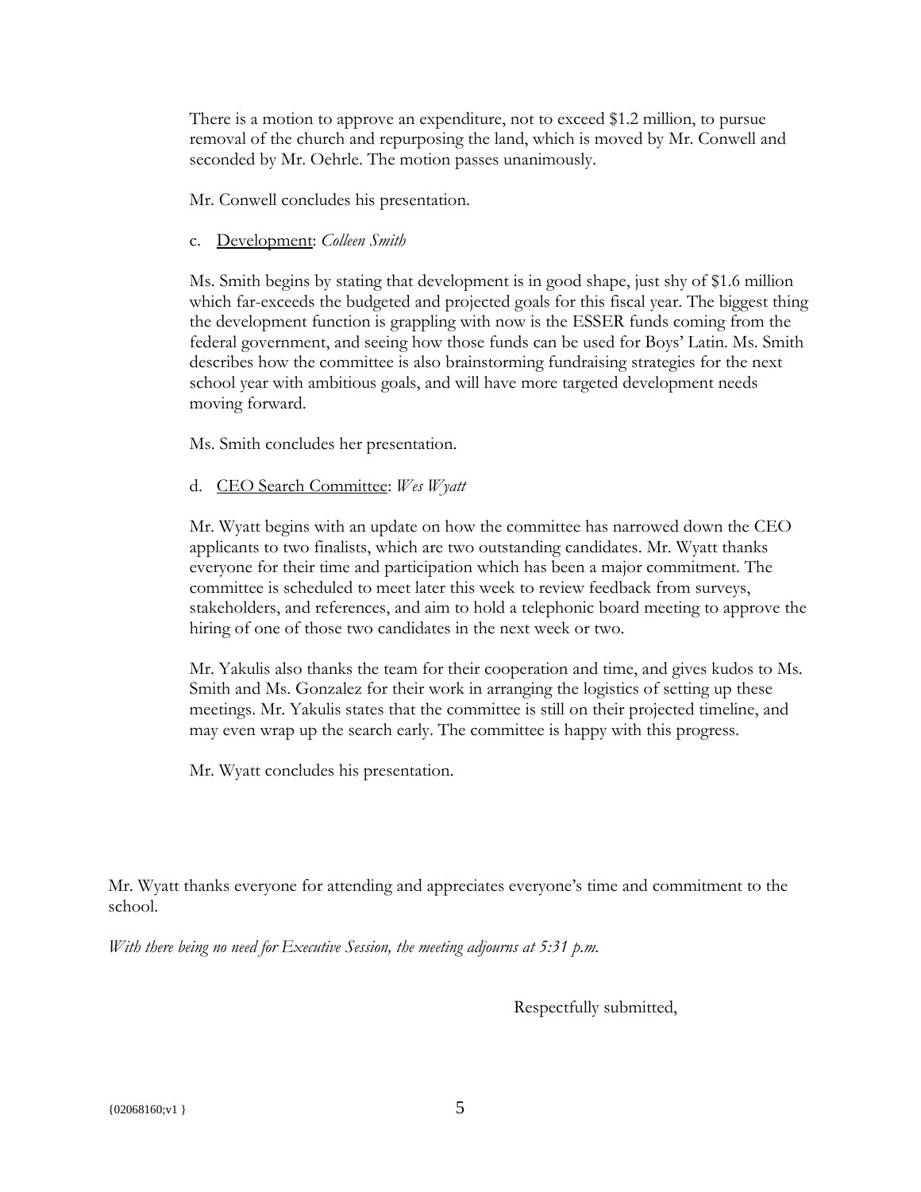There is a motion to approve an expenditure, not to exceed $1.2 million, to pursue removal of the church and repurposing the land, which is moved by Mr. Conwell and seconded by Mr. Oehrle. The motion passes unanimously.

Mr. Conwell concludes his presentation.

c. <u>Development</u>: *Colleen Smith*

Ms. Smith begins by stating that development is in good shape, just shy of $1.6 million which far-exceeds the budgeted and projected goals for this fiscal year. The biggest thing the development function is grappling with now is the ESSER funds coming from the federal government, and seeing how those funds can be used for Boys' Latin. Ms. Smith describes how the committee is also brainstorming fundraising strategies for the next school year with ambitious goals, and will have more targeted development needs moving forward.

Ms. Smith concludes her presentation.

d. <u>CEO Search Committee</u>: *Wes Wyatt*

Mr. Wyatt begins with an update on how the committee has narrowed down the CEO applicants to two finalists, which are two outstanding candidates. Mr. Wyatt thanks everyone for their time and participation which has been a major commitment. The committee is scheduled to meet later this week to review feedback from surveys, stakeholders, and references, and aim to hold a telephonic board meeting to approve the hiring of one of those two candidates in the next week or two.

Mr. Yakulis also thanks the team for their cooperation and time, and gives kudos to Ms. Smith and Ms. Gonzalez for their work in arranging the logistics of setting up these meetings. Mr. Yakulis states that the committee is still on their projected timeline, and may even wrap up the search early. The committee is happy with this progress.

Mr. Wyatt concludes his presentation.

Mr. Wyatt thanks everyone for attending and appreciates everyone's time and commitment to the school.

*With there being no need for Executive Session, the meeting adjourns at 5:31 p.m.*

Respectfully submitted,

{02068160;v1 }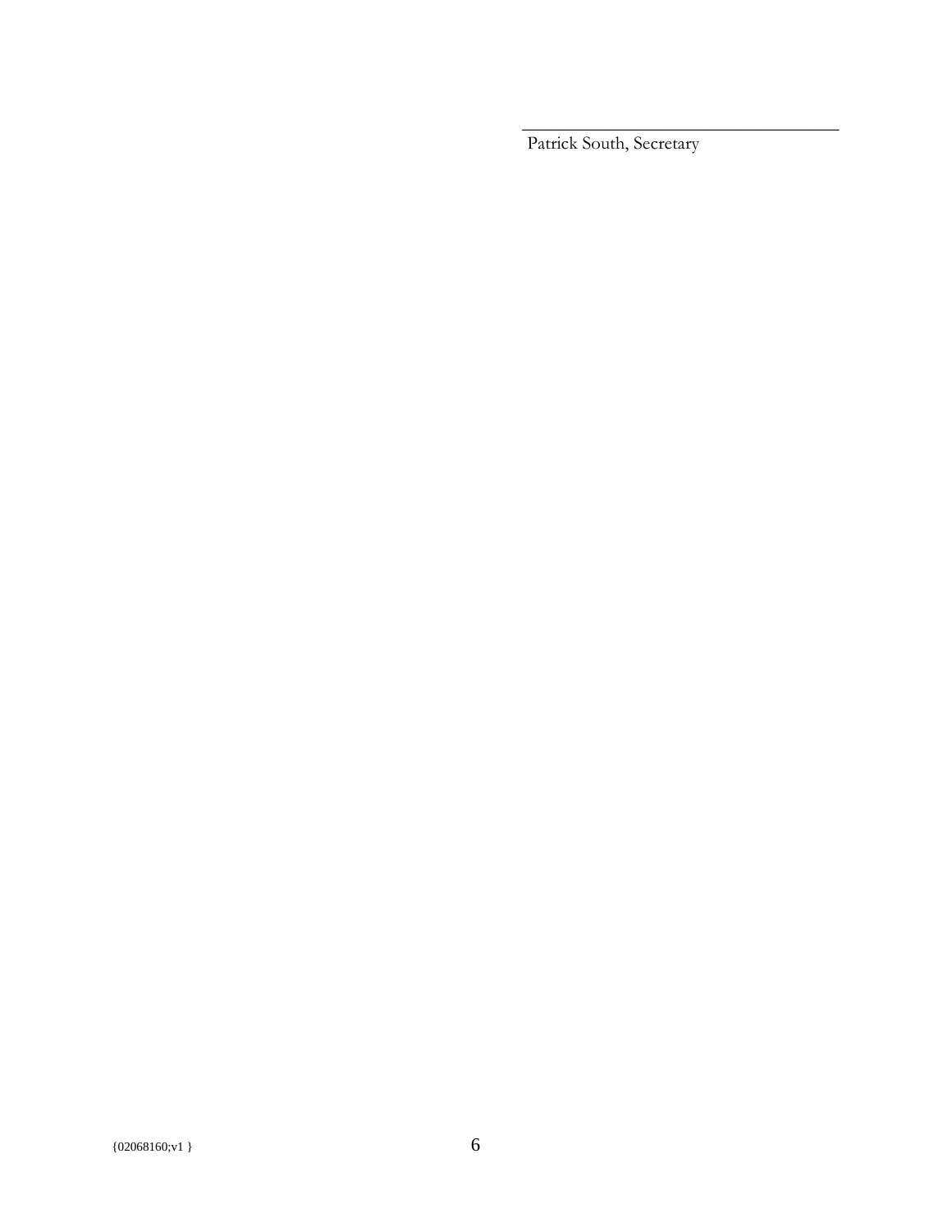\_\_\_\_\_\_\_\_\_\_\_\_\_\_\_\_\_\_\_\_\_\_\_\_\_\_\_\_\_\_\_\_\_\_\_

Patrick South, Secretary

{02068160;v1 }